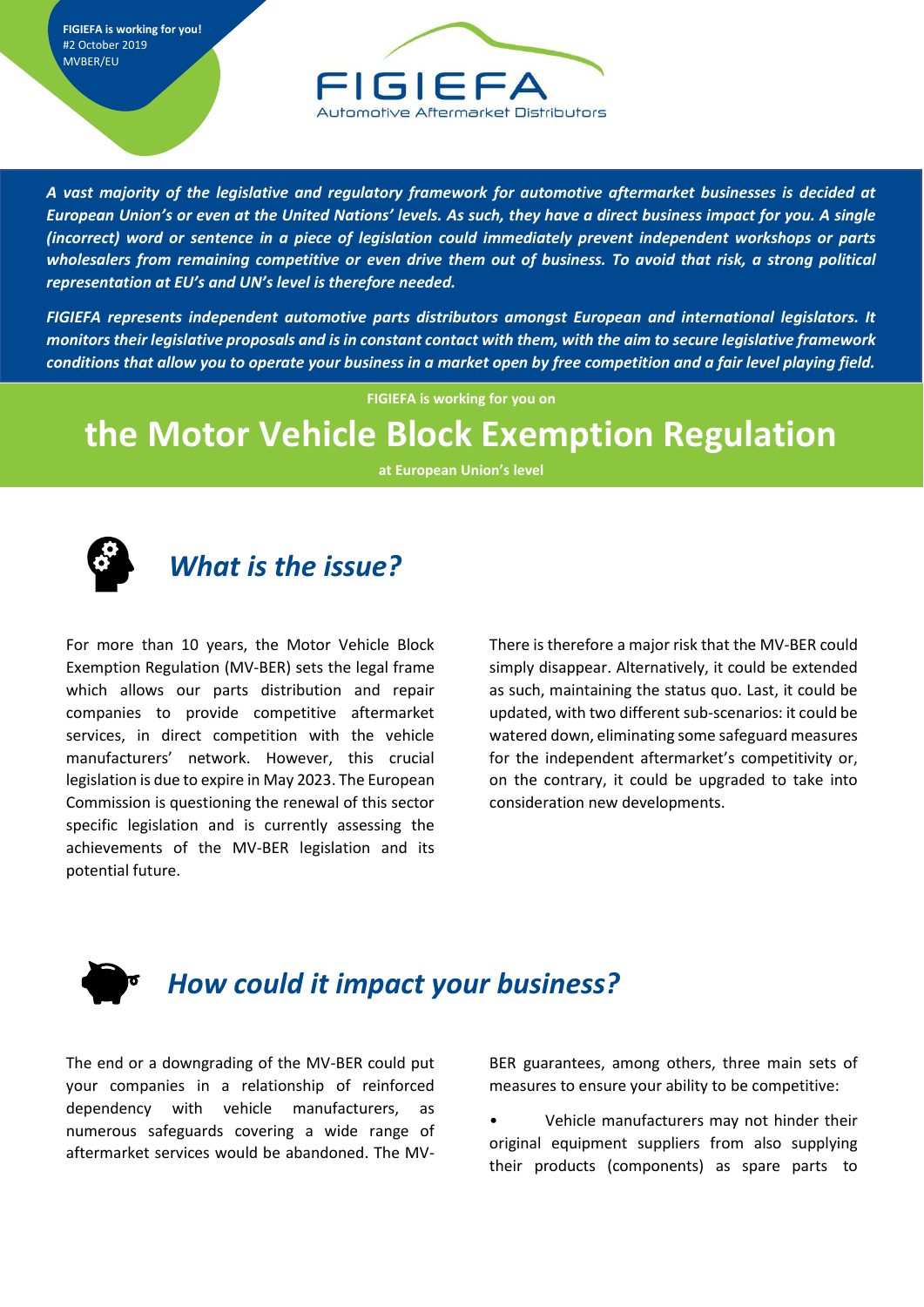**FIGIEFA is working for you!**
#2 October 2019
MVBER/EU

FIGIEFA
Automotive Aftermarket Distributors

***A vast majority of the legislative and regulatory framework for automotive aftermarket businesses is decided at European Union's or even at the United Nations' levels. As such, they have a direct business impact for you. A single (incorrect) word or sentence in a piece of legislation could immediately prevent independent workshops or parts wholesalers from remaining competitive or even drive them out of business. To avoid that risk, a strong political representation at EU's and UN's level is therefore needed.***

***FIGIEFA represents independent automotive parts distributors amongst European and international legislators. It monitors their legislative proposals and is in constant contact with them, with the aim to secure legislative framework conditions that allow you to operate your business in a market open by free competition and a fair level playing field.***

**FIGIEFA is working for you on**

# the Motor Vehicle Block Exemption Regulation

**at European Union's level**

## *What is the issue?*

For more than 10 years, the Motor Vehicle Block Exemption Regulation (MV-BER) sets the legal frame which allows our parts distribution and repair companies to provide competitive aftermarket services, in direct competition with the vehicle manufacturers' network. However, this crucial legislation is due to expire in May 2023. The European Commission is questioning the renewal of this sector specific legislation and is currently assessing the achievements of the MV-BER legislation and its potential future.

There is therefore a major risk that the MV-BER could simply disappear. Alternatively, it could be extended as such, maintaining the status quo. Last, it could be updated, with two different sub-scenarios: it could be watered down, eliminating some safeguard measures for the independent aftermarket's competitivity or, on the contrary, it could be upgraded to take into consideration new developments.

## *How could it impact your business?*

The end or a downgrading of the MV-BER could put your companies in a relationship of reinforced dependency with vehicle manufacturers, as numerous safeguards covering a wide range of aftermarket services would be abandoned. The MV-BER guarantees, among others, three main sets of measures to ensure your ability to be competitive:

- Vehicle manufacturers may not hinder their original equipment suppliers from also supplying their products (components) as spare parts to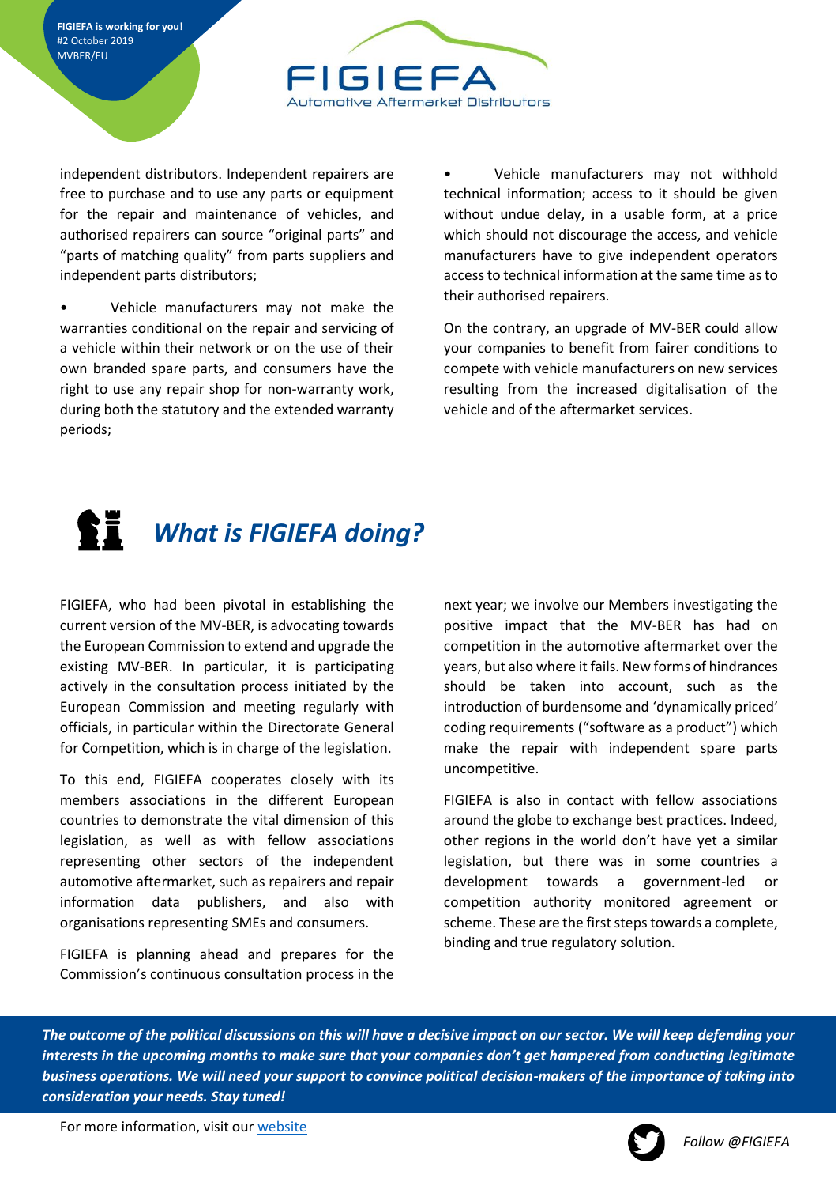independent distributors. Independent repairers are free to purchase and to use any parts or equipment for the repair and maintenance of vehicles, and authorised repairers can source "original parts" and "parts of matching quality" from parts suppliers and independent parts distributors;

- Vehicle manufacturers may not make the warranties conditional on the repair and servicing of a vehicle within their network or on the use of their own branded spare parts, and consumers have the right to use any repair shop for non-warranty work, during both the statutory and the extended warranty periods;
- Vehicle manufacturers may not withhold technical information; access to it should be given without undue delay, in a usable form, at a price which should not discourage the access, and vehicle manufacturers have to give independent operators access to technical information at the same time as to their authorised repairers.

On the contrary, an upgrade of MV-BER could allow your companies to benefit from fairer conditions to compete with vehicle manufacturers on new services resulting from the increased digitalisation of the vehicle and of the aftermarket services.

## *What is FIGIEFA doing?*

FIGIEFA, who had been pivotal in establishing the current version of the MV-BER, is advocating towards the European Commission to extend and upgrade the existing MV-BER. In particular, it is participating actively in the consultation process initiated by the European Commission and meeting regularly with officials, in particular within the Directorate General for Competition, which is in charge of the legislation.

To this end, FIGIEFA cooperates closely with its members associations in the different European countries to demonstrate the vital dimension of this legislation, as well as with fellow associations representing other sectors of the independent automotive aftermarket, such as repairers and repair information data publishers, and also with organisations representing SMEs and consumers.

FIGIEFA is planning ahead and prepares for the Commission's continuous consultation process in the next year; we involve our Members investigating the positive impact that the MV-BER has had on competition in the automotive aftermarket over the years, but also where it fails. New forms of hindrances should be taken into account, such as the introduction of burdensome and 'dynamically priced' coding requirements ("software as a product") which make the repair with independent spare parts uncompetitive.

FIGIEFA is also in contact with fellow associations around the globe to exchange best practices. Indeed, other regions in the world don't have yet a similar legislation, but there was in some countries a development towards a government-led or competition authority monitored agreement or scheme. These are the first steps towards a complete, binding and true regulatory solution.

***The outcome of the political discussions on this will have a decisive impact on our sector. We will keep defending your interests in the upcoming months to make sure that your companies don't get hampered from conducting legitimate business operations. We will need your support to convince political decision-makers of the importance of taking into consideration your needs. Stay tuned!***

For more information, visit our website

*Follow @FIGIEFA*